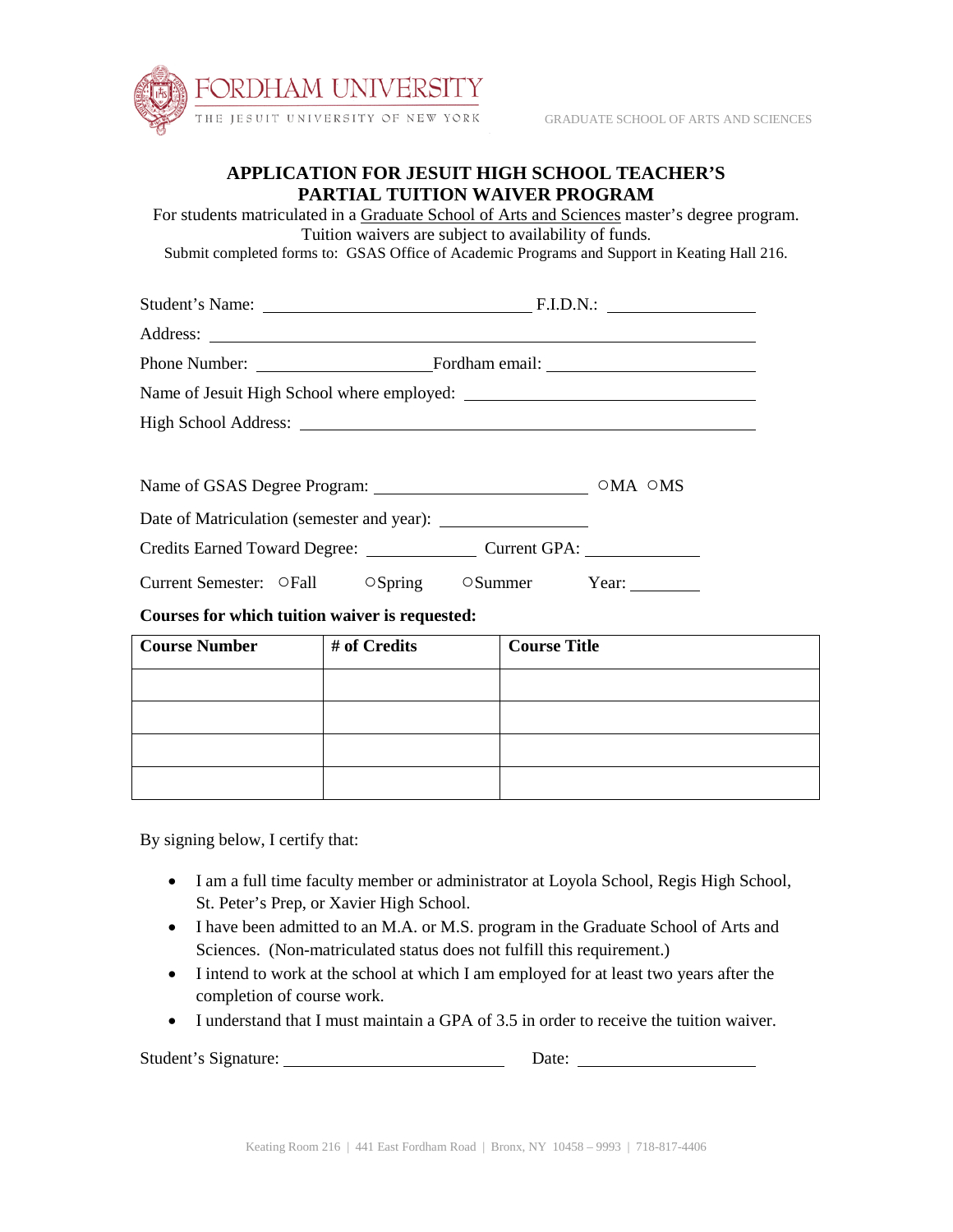FORDHAM UNIVERSITY
THE JESUIT UNIVERSITY OF NEW YORK

GRADUATE SCHOOL OF ARTS AND SCIENCES

# APPLICATION FOR JESUIT HIGH SCHOOL TEACHER'S PARTIAL TUITION WAIVER PROGRAM

For students matriculated in a Graduate School of Arts and Sciences master's degree program.
Tuition waivers are subject to availability of funds.
Submit completed forms to: GSAS Office of Academic Programs and Support in Keating Hall 216.

Student's Name: ______________________________ F.I.D.N.: ________________

Address: ____________________________________________________________

Phone Number: ____________________ Fordham email: ________________________

Name of Jesuit High School where employed: ________________________________

High School Address: _________________________________________________

Name of GSAS Degree Program: ________________________ ○MA ○MS

Date of Matriculation (semester and year): ________________

Credits Earned Toward Degree: ____________ Current GPA: _____________

Current Semester: ○Fall ○Spring ○Summer Year: ________

**Courses for which tuition waiver is requested:**

| Course Number | # of Credits | Course Title |
|---|---|---|
| | | |
| | | |
| | | |
| | | |

By signing below, I certify that:

- I am a full time faculty member or administrator at Loyola School, Regis High School, St. Peter's Prep, or Xavier High School.
- I have been admitted to an M.A. or M.S. program in the Graduate School of Arts and Sciences. (Non-matriculated status does not fulfill this requirement.)
- I intend to work at the school at which I am employed for at least two years after the completion of course work.
- I understand that I must maintain a GPA of 3.5 in order to receive the tuition waiver.

Student's Signature: _________________________ Date: ____________________

Keating Room 216 | 441 East Fordham Road | Bronx, NY 10458 – 9993 | 718-817-4406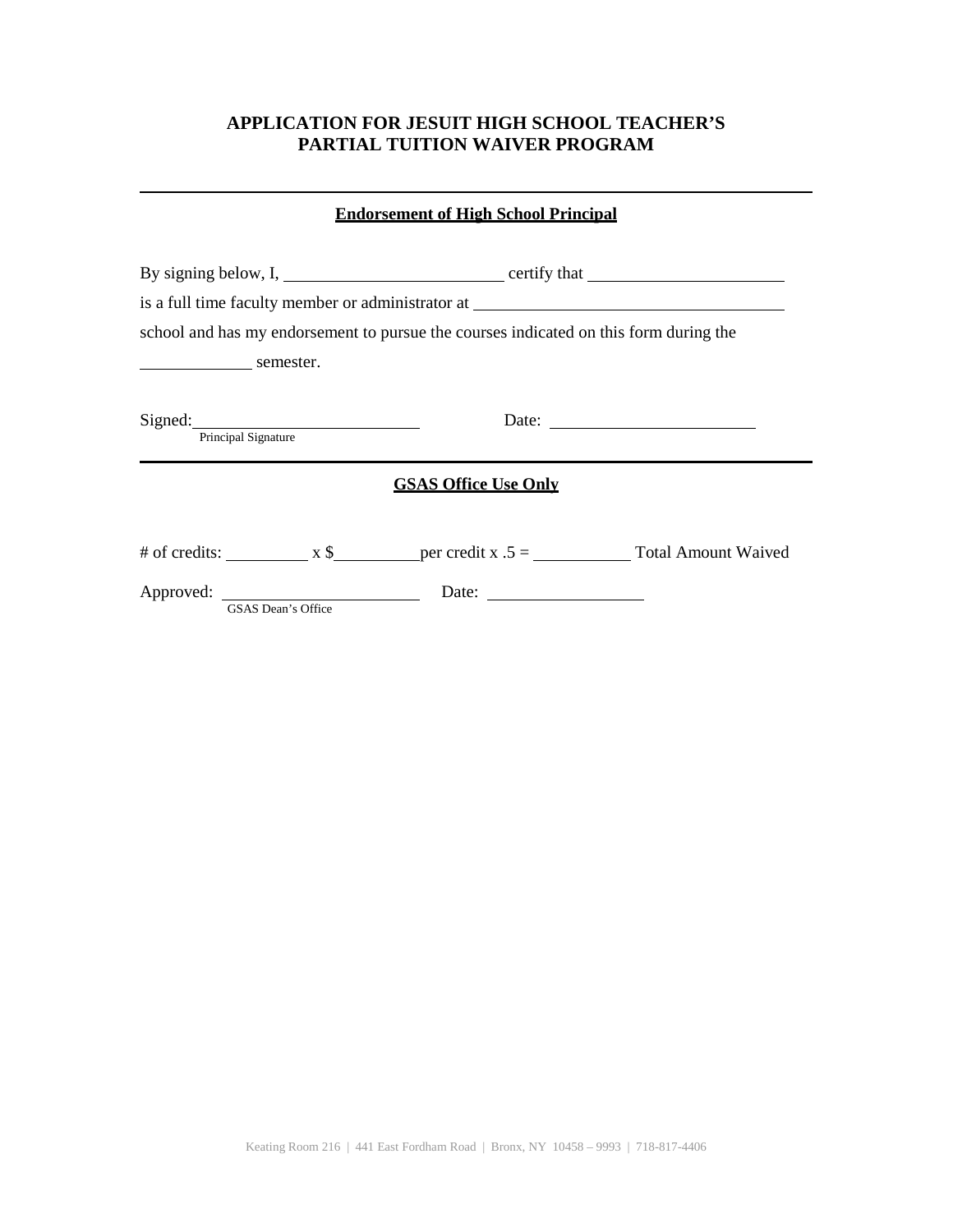# APPLICATION FOR JESUIT HIGH SCHOOL TEACHER'S PARTIAL TUITION WAIVER PROGRAM

---

**Endorsement of High School Principal**

By signing below, I, ________________________ certify that ______________________ is a full time faculty member or administrator at ____________________________________ school and has my endorsement to pursue the courses indicated on this form during the ____________ semester.

Signed: __________________________ Date: ________________________
Principal Signature

---

**GSAS Office Use Only**

# of credits: _________ x $__________ per credit x .5 = ___________ Total Amount Waived

Approved: ______________________ Date: __________________
GSAS Dean's Office

Keating Room 216 | 441 East Fordham Road | Bronx, NY 10458 – 9993 | 718-817-4406